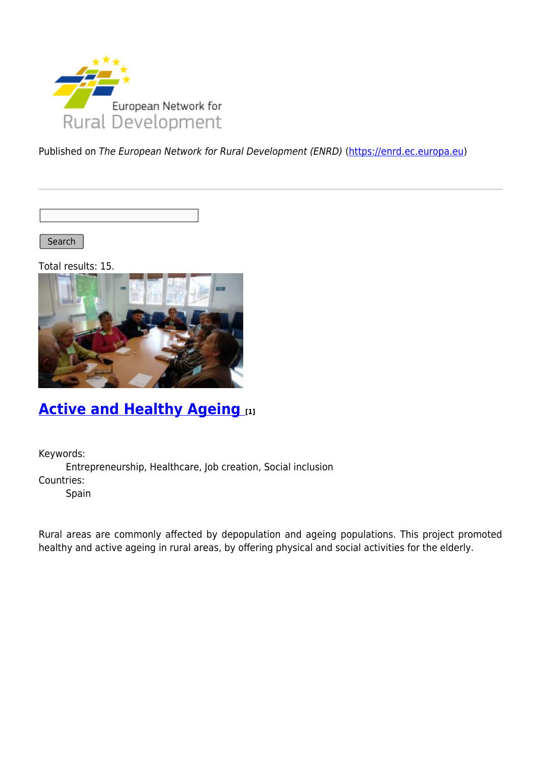Published on *The European Network for Rural Development (ENRD)* (https://enrd.ec.europa.eu)

Search

Total results: 15.

## Active and Healthy Ageing [1]

Keywords:
Entrepreneurship, Healthcare, Job creation, Social inclusion
Countries:
Spain

Rural areas are commonly affected by depopulation and ageing populations. This project promoted healthy and active ageing in rural areas, by offering physical and social activities for the elderly.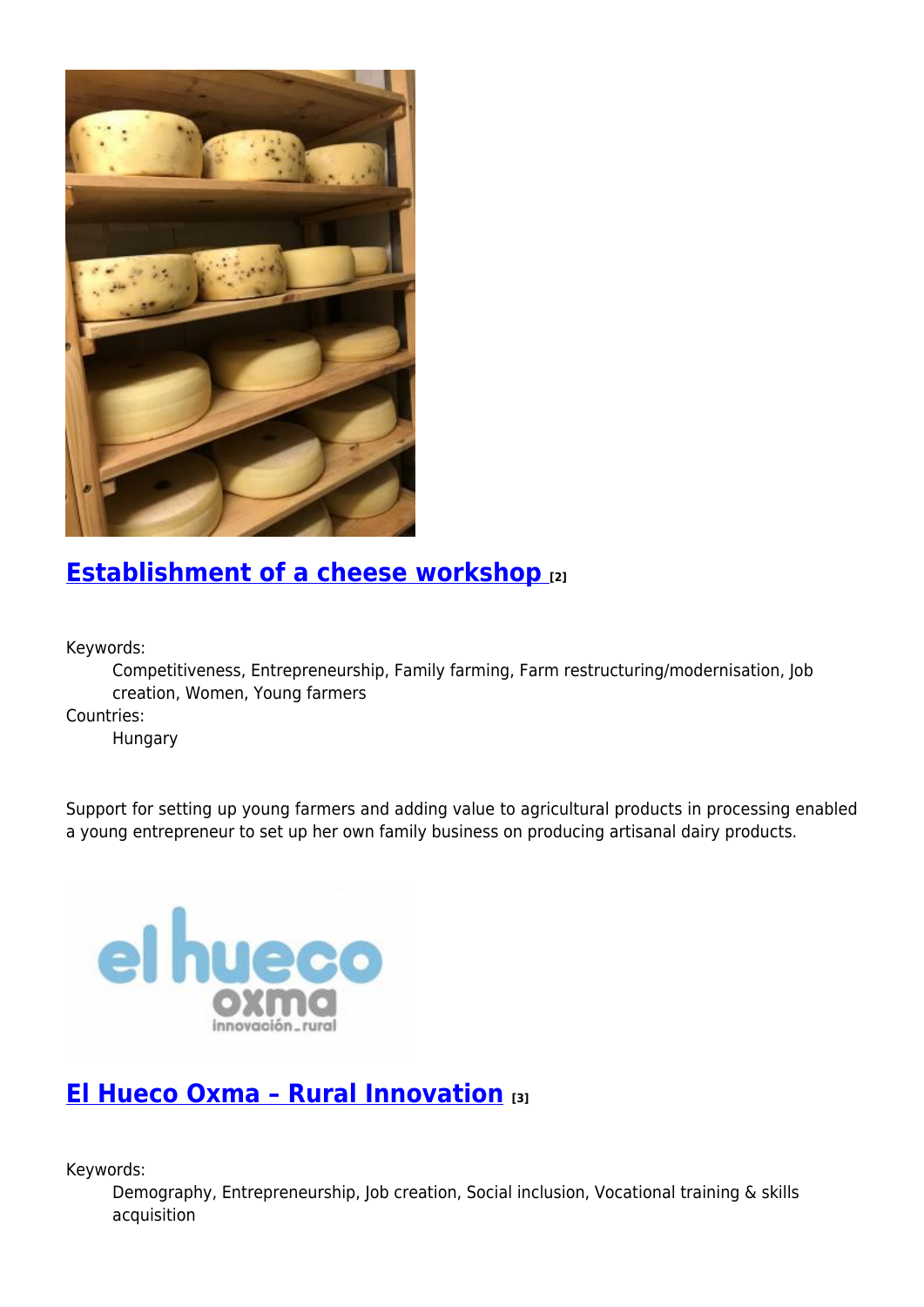## [Establishment of a cheese workshop](#) [2]

Keywords:
: Competitiveness, Entrepreneurship, Family farming, Farm restructuring/modernisation, Job creation, Women, Young farmers

Countries:
: Hungary

Support for setting up young farmers and adding value to agricultural products in processing enabled a young entrepreneur to set up her own family business on producing artisanal dairy products.

## [El Hueco Oxma – Rural Innovation](#) [3]

Keywords:
: Demography, Entrepreneurship, Job creation, Social inclusion, Vocational training & skills acquisition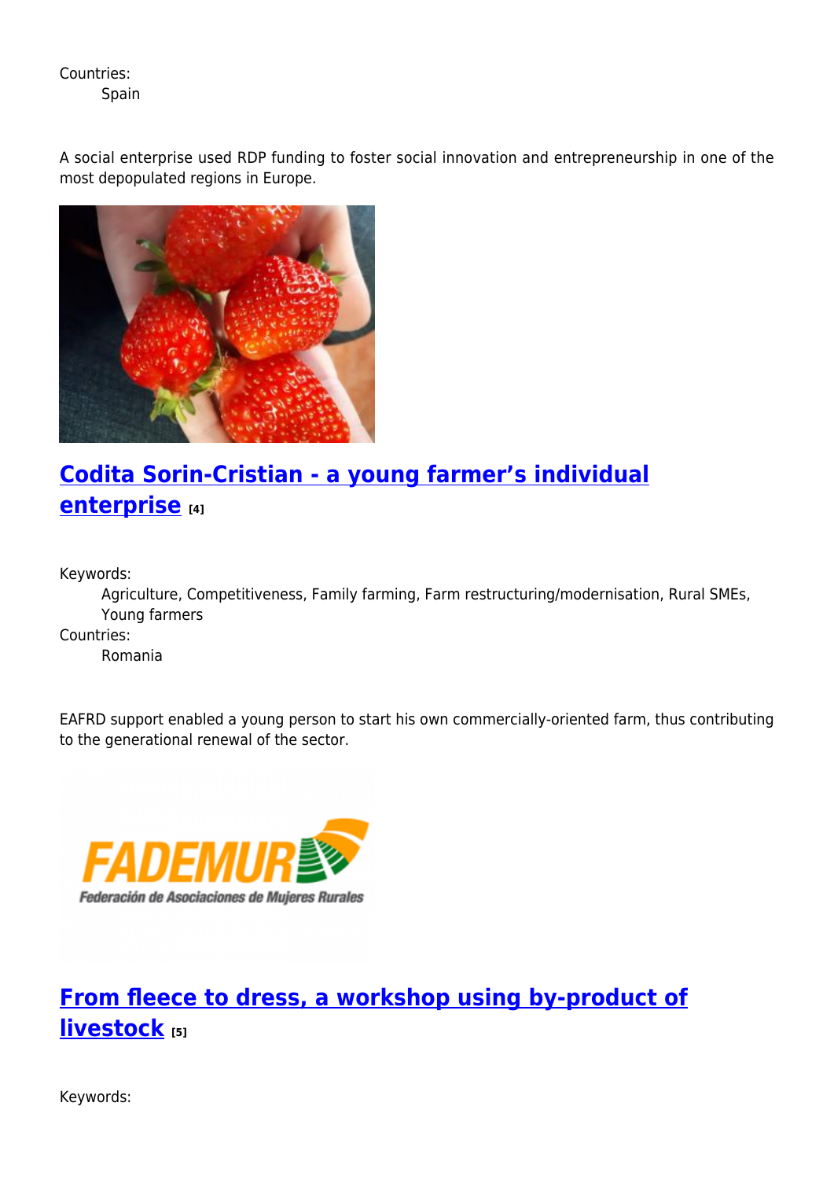Countries:
    Spain

A social enterprise used RDP funding to foster social innovation and entrepreneurship in one of the most depopulated regions in Europe.

## Codita Sorin-Cristian - a young farmer's individual enterprise [4]

Keywords:
    Agriculture, Competitiveness, Family farming, Farm restructuring/modernisation, Rural SMEs, Young farmers

Countries:
    Romania

EAFRD support enabled a young person to start his own commercially-oriented farm, thus contributing to the generational renewal of the sector.

## From fleece to dress, a workshop using by-product of livestock [5]

Keywords: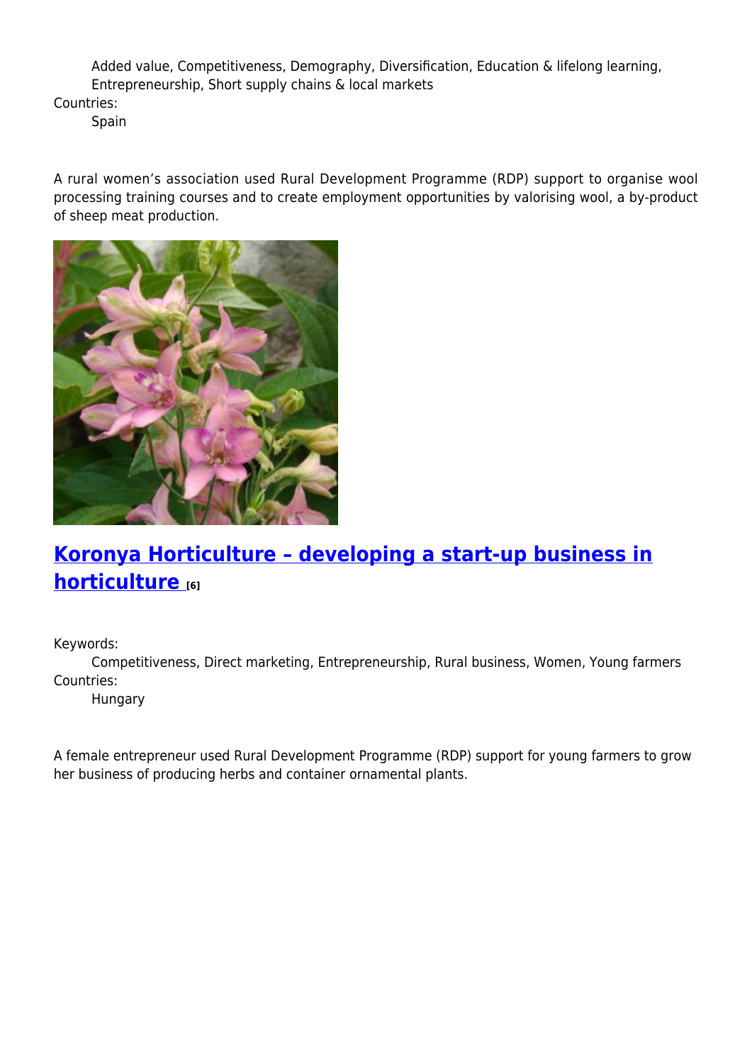Added value, Competitiveness, Demography, Diversification, Education & lifelong learning, Entrepreneurship, Short supply chains & local markets

Countries:

Spain

A rural women's association used Rural Development Programme (RDP) support to organise wool processing training courses and to create employment opportunities by valorising wool, a by-product of sheep meat production.

## Koronya Horticulture – developing a start-up business in horticulture [6]

Keywords:

Competitiveness, Direct marketing, Entrepreneurship, Rural business, Women, Young farmers

Countries:

Hungary

A female entrepreneur used Rural Development Programme (RDP) support for young farmers to grow her business of producing herbs and container ornamental plants.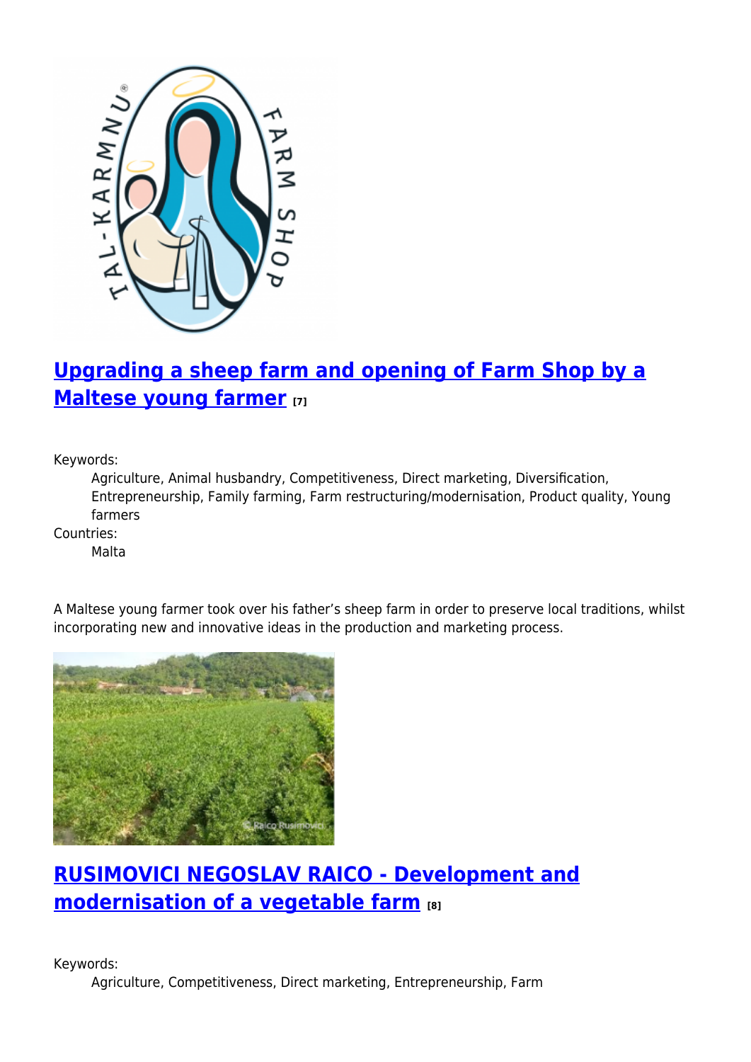## [Upgrading a sheep farm and opening of Farm Shop by a Maltese young farmer](#) [7]

Keywords:
: Agriculture, Animal husbandry, Competitiveness, Direct marketing, Diversification, Entrepreneurship, Family farming, Farm restructuring/modernisation, Product quality, Young farmers

Countries:
: Malta

A Maltese young farmer took over his father's sheep farm in order to preserve local traditions, whilst incorporating new and innovative ideas in the production and marketing process.

## [RUSIMOVICI NEGOSLAV RAICO - Development and modernisation of a vegetable farm](#) [8]

Keywords:
: Agriculture, Competitiveness, Direct marketing, Entrepreneurship, Farm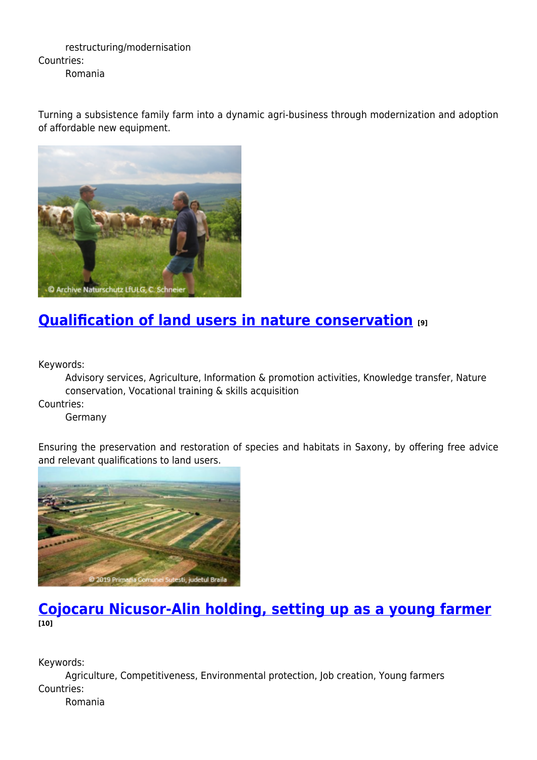restructuring/modernisation

Countries:

Romania

Turning a subsistence family farm into a dynamic agri-business through modernization and adoption of affordable new equipment.

© Archive Naturschutz LfULG, C. Schneier

## Qualification of land users in nature conservation [9]

Keywords:

Advisory services, Agriculture, Information & promotion activities, Knowledge transfer, Nature conservation, Vocational training & skills acquisition

Countries:

Germany

Ensuring the preservation and restoration of species and habitats in Saxony, by offering free advice and relevant qualifications to land users.

© 2019 Primaria Comunei Sutesti, judetul Braila

## Cojocaru Nicusor-Alin holding, setting up as a young farmer [10]

Keywords:

Agriculture, Competitiveness, Environmental protection, Job creation, Young farmers

Countries:

Romania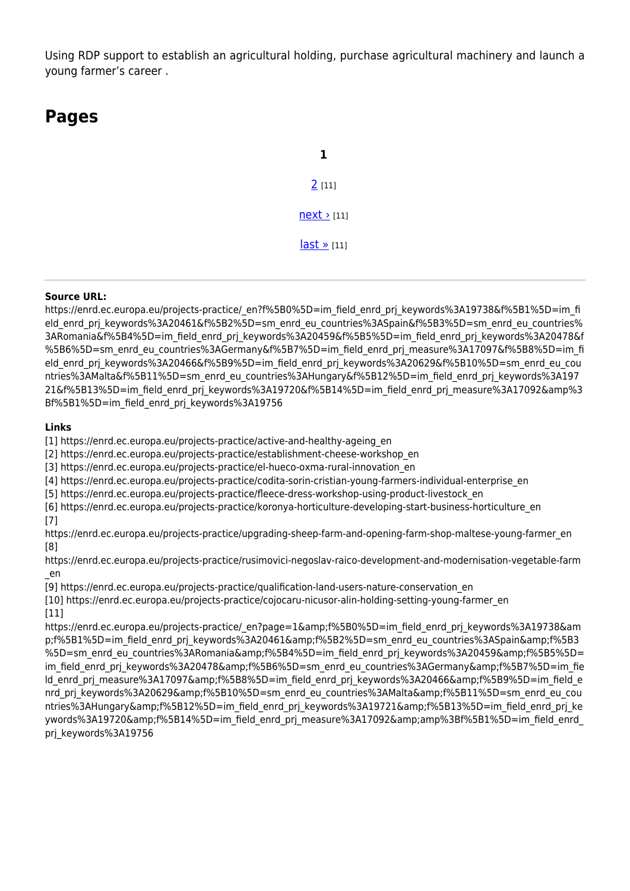Using RDP support to establish an agricultural holding, purchase agricultural machinery and launch a young farmer's career .

## Pages

**1**

2 [11]

next › [11]

last » [11]

---

**Source URL:**
https://enrd.ec.europa.eu/projects-practice/_en?f%5B0%5D=im_field_enrd_prj_keywords%3A19738&f%5B1%5D=im_field_enrd_prj_keywords%3A20461&f%5B2%5D=sm_enrd_eu_countries%3ASpain&f%5B3%5D=sm_enrd_eu_countries%3ARomania&f%5B4%5D=im_field_enrd_prj_keywords%3A20459&f%5B5%5D=im_field_enrd_prj_keywords%3A20478&f%5B6%5D=sm_enrd_eu_countries%3AGermany&f%5B7%5D=im_field_enrd_prj_measure%3A17097&f%5B8%5D=im_field_enrd_prj_keywords%3A20466&f%5B9%5D=im_field_enrd_prj_keywords%3A20629&f%5B10%5D=sm_enrd_eu_countries%3AMalta&f%5B11%5D=sm_enrd_eu_countries%3AHungary&f%5B12%5D=im_field_enrd_prj_keywords%3A19721&f%5B13%5D=im_field_enrd_prj_keywords%3A19720&f%5B14%5D=im_field_enrd_prj_measure%3A17092&amp%3Bf%5B1%5D=im_field_enrd_prj_keywords%3A19756

**Links**
[1] https://enrd.ec.europa.eu/projects-practice/active-and-healthy-ageing_en
[2] https://enrd.ec.europa.eu/projects-practice/establishment-cheese-workshop_en
[3] https://enrd.ec.europa.eu/projects-practice/el-hueco-oxma-rural-innovation_en
[4] https://enrd.ec.europa.eu/projects-practice/codita-sorin-cristian-young-farmers-individual-enterprise_en
[5] https://enrd.ec.europa.eu/projects-practice/fleece-dress-workshop-using-product-livestock_en
[6] https://enrd.ec.europa.eu/projects-practice/koronya-horticulture-developing-start-business-horticulture_en
[7] https://enrd.ec.europa.eu/projects-practice/upgrading-sheep-farm-and-opening-farm-shop-maltese-young-farmer_en
[8] https://enrd.ec.europa.eu/projects-practice/rusimovici-negoslav-raico-development-and-modernisation-vegetable-farm_en
[9] https://enrd.ec.europa.eu/projects-practice/qualification-land-users-nature-conservation_en
[10] https://enrd.ec.europa.eu/projects-practice/cojocaru-nicusor-alin-holding-setting-young-farmer_en
[11] https://enrd.ec.europa.eu/projects-practice/_en?page=1&amp;f%5B0%5D=im_field_enrd_prj_keywords%3A19738&amp;f%5B1%5D=im_field_enrd_prj_keywords%3A20461&amp;f%5B2%5D=sm_enrd_eu_countries%3ASpain&amp;f%5B3%5D=sm_enrd_eu_countries%3ARomania&amp;f%5B4%5D=im_field_enrd_prj_keywords%3A20459&amp;f%5B5%5D=im_field_enrd_prj_keywords%3A20478&amp;f%5B6%5D=sm_enrd_eu_countries%3AGermany&amp;f%5B7%5D=im_field_enrd_prj_measure%3A17097&amp;f%5B8%5D=im_field_enrd_prj_keywords%3A20466&amp;f%5B9%5D=im_field_enrd_prj_keywords%3A20629&amp;f%5B10%5D=sm_enrd_eu_countries%3AMalta&amp;f%5B11%5D=sm_enrd_eu_countries%3AHungary&amp;f%5B12%5D=im_field_enrd_prj_keywords%3A19721&amp;f%5B13%5D=im_field_enrd_prj_keywords%3A19720&amp;f%5B14%5D=im_field_enrd_prj_measure%3A17092&amp;amp%3Bf%5B1%5D=im_field_enrd_prj_keywords%3A19756